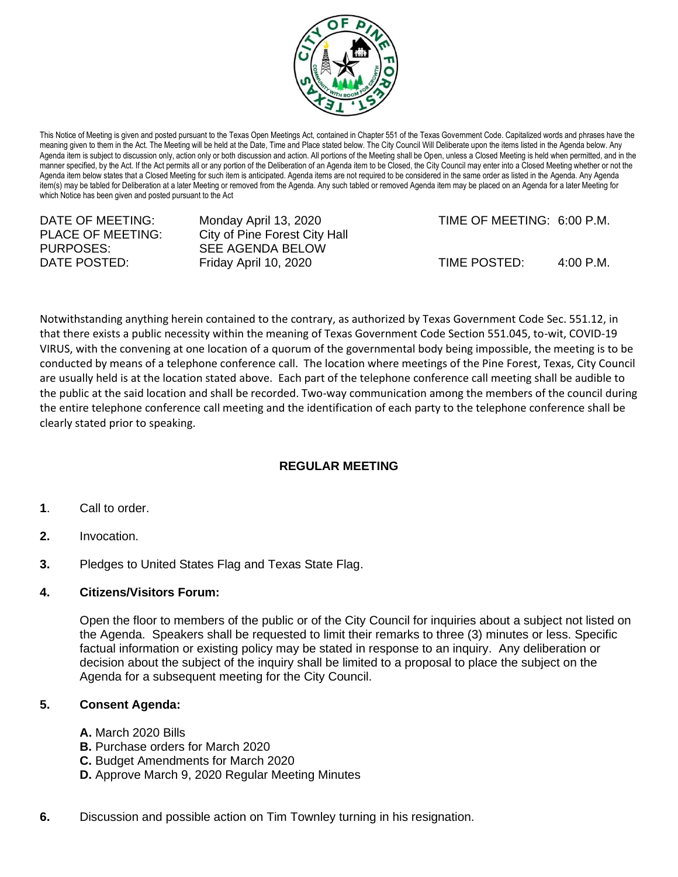This Notice of Meeting is given and posted pursuant to the Texas Open Meetings Act, contained in Chapter 551 of the Texas Government Code. Capitalized words and phrases have the meaning given to them in the Act. The Meeting will be held at the Date, Time and Place stated below. The City Council Will Deliberate upon the items listed in the Agenda below. Any Agenda item is subject to discussion only, action only or both discussion and action. All portions of the Meeting shall be Open, unless a Closed Meeting is held when permitted, and in the manner specified, by the Act. If the Act permits all or any portion of the Deliberation of an Agenda item to be Closed, the City Council may enter into a Closed Meeting whether or not the Agenda item below states that a Closed Meeting for such item is anticipated. Agenda items are not required to be considered in the same order as listed in the Agenda. Any Agenda item(s) may be tabled for Deliberation at a later Meeting or removed from the Agenda. Any such tabled or removed Agenda item may be placed on an Agenda for a later Meeting for which Notice has been given and posted pursuant to the Act

| | | | |
|---|---|---|---|
| DATE OF MEETING: | Monday April 13, 2020 | TIME OF MEETING: | 6:00 P.M. |
| PLACE OF MEETING: | City of Pine Forest City Hall | | |
| PURPOSES: | SEE AGENDA BELOW | | |
| DATE POSTED: | Friday April 10, 2020 | TIME POSTED: | 4:00 P.M. |

Notwithstanding anything herein contained to the contrary, as authorized by Texas Government Code Sec. 551.12, in that there exists a public necessity within the meaning of Texas Government Code Section 551.045, to-wit, COVID-19 VIRUS, with the convening at one location of a quorum of the governmental body being impossible, the meeting is to be conducted by means of a telephone conference call. The location where meetings of the Pine Forest, Texas, City Council are usually held is at the location stated above. Each part of the telephone conference call meeting shall be audible to the public at the said location and shall be recorded. Two-way communication among the members of the council during the entire telephone conference call meeting and the identification of each party to the telephone conference shall be clearly stated prior to speaking.

## REGULAR MEETING

**1**. Call to order.

**2.** Invocation.

**3.** Pledges to United States Flag and Texas State Flag.

**4. Citizens/Visitors Forum:**

Open the floor to members of the public or of the City Council for inquiries about a subject not listed on the Agenda. Speakers shall be requested to limit their remarks to three (3) minutes or less. Specific factual information or existing policy may be stated in response to an inquiry. Any deliberation or decision about the subject of the inquiry shall be limited to a proposal to place the subject on the Agenda for a subsequent meeting for the City Council.

**5. Consent Agenda:**

**A.** March 2020 Bills
**B.** Purchase orders for March 2020
**C.** Budget Amendments for March 2020
**D.** Approve March 9, 2020 Regular Meeting Minutes

**6.** Discussion and possible action on Tim Townley turning in his resignation.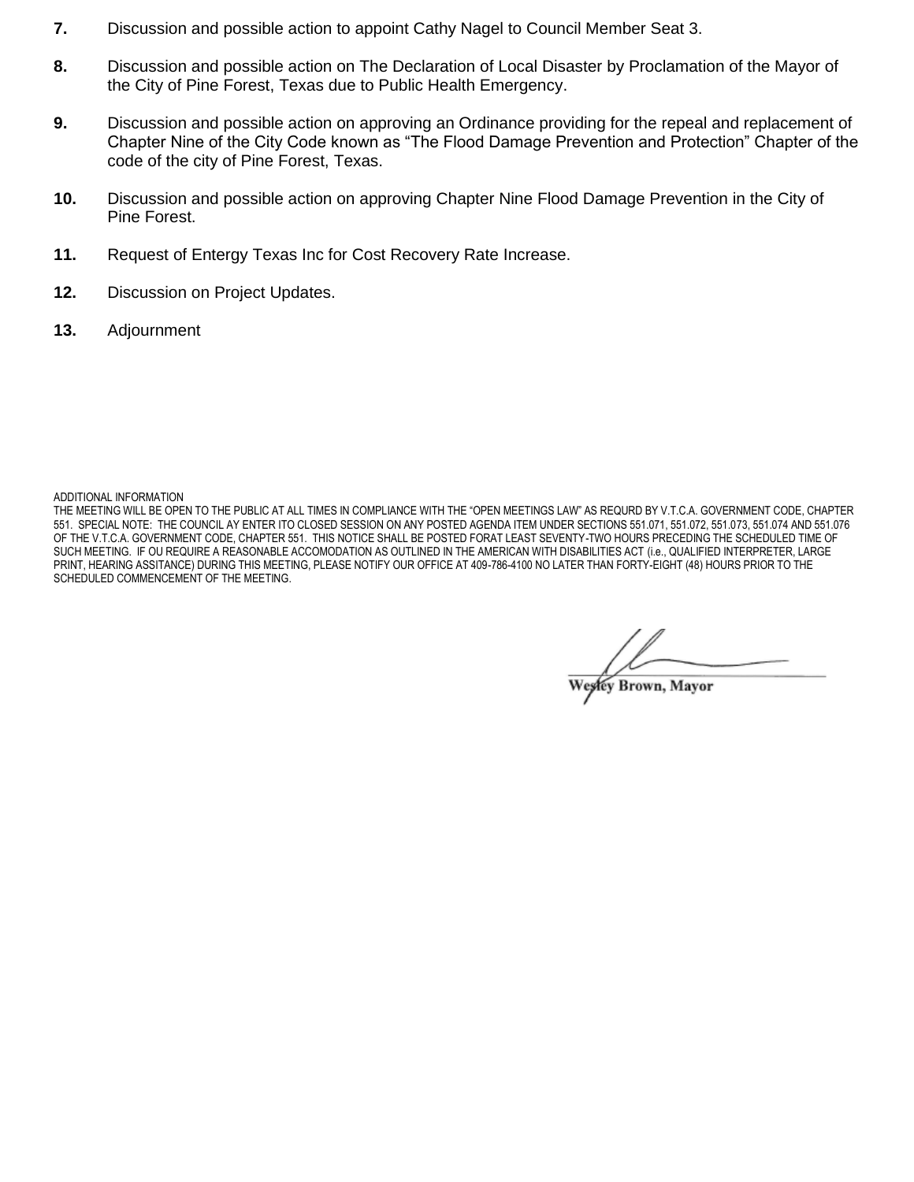7. Discussion and possible action to appoint Cathy Nagel to Council Member Seat 3.

8. Discussion and possible action on The Declaration of Local Disaster by Proclamation of the Mayor of the City of Pine Forest, Texas due to Public Health Emergency.

9. Discussion and possible action on approving an Ordinance providing for the repeal and replacement of Chapter Nine of the City Code known as “The Flood Damage Prevention and Protection” Chapter of the code of the city of Pine Forest, Texas.

10. Discussion and possible action on approving Chapter Nine Flood Damage Prevention in the City of Pine Forest.

11. Request of Entergy Texas Inc for Cost Recovery Rate Increase.

12. Discussion on Project Updates.

13. Adjournment

ADDITIONAL INFORMATION
THE MEETING WILL BE OPEN TO THE PUBLIC AT ALL TIMES IN COMPLIANCE WITH THE “OPEN MEETINGS LAW” AS REQURD BY V.T.C.A. GOVERNMENT CODE, CHAPTER 551. SPECIAL NOTE: THE COUNCIL AY ENTER ITO CLOSED SESSION ON ANY POSTED AGENDA ITEM UNDER SECTIONS 551.071, 551.072, 551.073, 551.074 AND 551.076 OF THE V.T.C.A. GOVERNMENT CODE, CHAPTER 551. THIS NOTICE SHALL BE POSTED FORAT LEAST SEVENTY-TWO HOURS PRECEDING THE SCHEDULED TIME OF SUCH MEETING. IF OU REQUIRE A REASONABLE ACCOMODATION AS OUTLINED IN THE AMERICAN WITH DISABILITIES ACT (i.e., QUALIFIED INTERPRETER, LARGE PRINT, HEARING ASSITANCE) DURING THIS MEETING, PLEASE NOTIFY OUR OFFICE AT 409-786-4100 NO LATER THAN FORTY-EIGHT (48) HOURS PRIOR TO THE SCHEDULED COMMENCEMENT OF THE MEETING.

Wesley Brown, Mayor